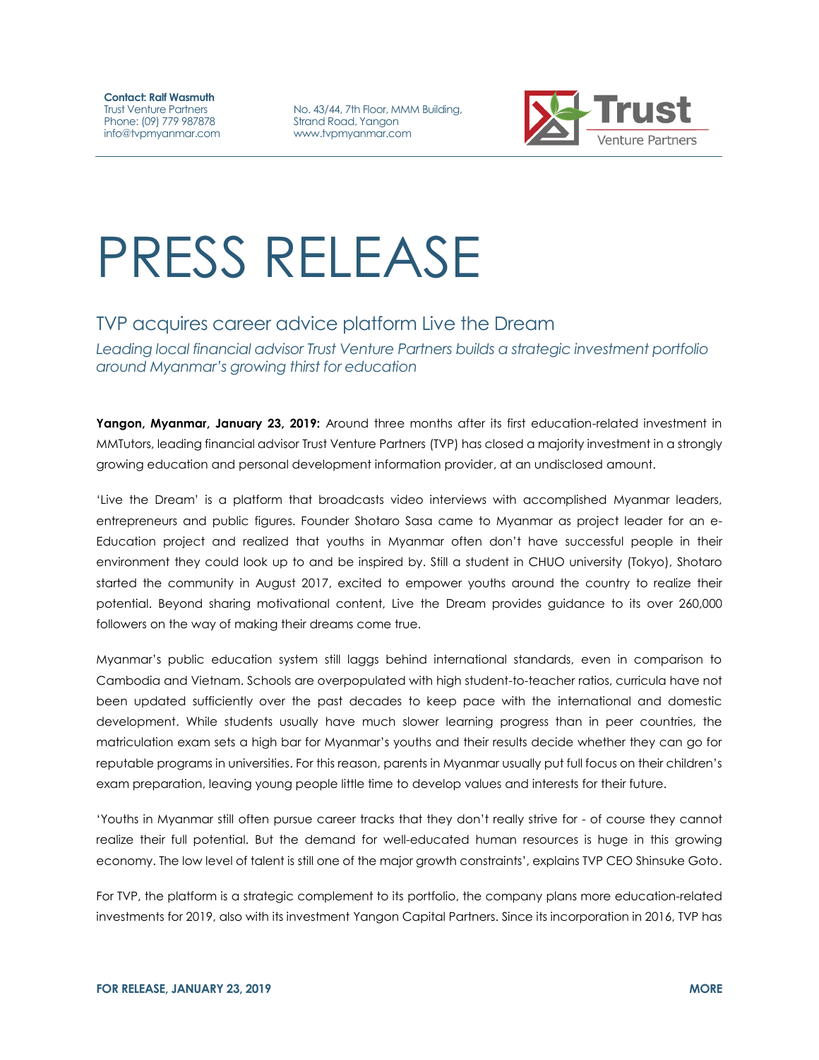**Contact: Ralf Wasmuth**
Trust Venture Partners
Phone: (09) 779 987878
info@tvpmyanmar.com

No. 43/44, 7th Floor, MMM Building,
Strand Road, Yangon
www.tvpmyanmar.com

Trust Venture Partners

# PRESS RELEASE

## TVP acquires career advice platform Live the Dream

*Leading local financial advisor Trust Venture Partners builds a strategic investment portfolio around Myanmar's growing thirst for education*

**Yangon, Myanmar, January 23, 2019:** Around three months after its first education-related investment in MMTutors, leading financial advisor Trust Venture Partners (TVP) has closed a majority investment in a strongly growing education and personal development information provider, at an undisclosed amount.

'Live the Dream' is a platform that broadcasts video interviews with accomplished Myanmar leaders, entrepreneurs and public figures. Founder Shotaro Sasa came to Myanmar as project leader for an e-Education project and realized that youths in Myanmar often don't have successful people in their environment they could look up to and be inspired by. Still a student in CHUO university (Tokyo), Shotaro started the community in August 2017, excited to empower youths around the country to realize their potential. Beyond sharing motivational content, Live the Dream provides guidance to its over 260,000 followers on the way of making their dreams come true.

Myanmar's public education system still laggs behind international standards, even in comparison to Cambodia and Vietnam. Schools are overpopulated with high student-to-teacher ratios, curricula have not been updated sufficiently over the past decades to keep pace with the international and domestic development. While students usually have much slower learning progress than in peer countries, the matriculation exam sets a high bar for Myanmar's youths and their results decide whether they can go for reputable programs in universities. For this reason, parents in Myanmar usually put full focus on their children's exam preparation, leaving young people little time to develop values and interests for their future.

'Youths in Myanmar still often pursue career tracks that they don't really strive for - of course they cannot realize their full potential. But the demand for well-educated human resources is huge in this growing economy. The low level of talent is still one of the major growth constraints', explains TVP CEO Shinsuke Goto.

For TVP, the platform is a strategic complement to its portfolio, the company plans more education-related investments for 2019, also with its investment Yangon Capital Partners. Since its incorporation in 2016, TVP has

**FOR RELEASE, JANUARY 23, 2019** **MORE**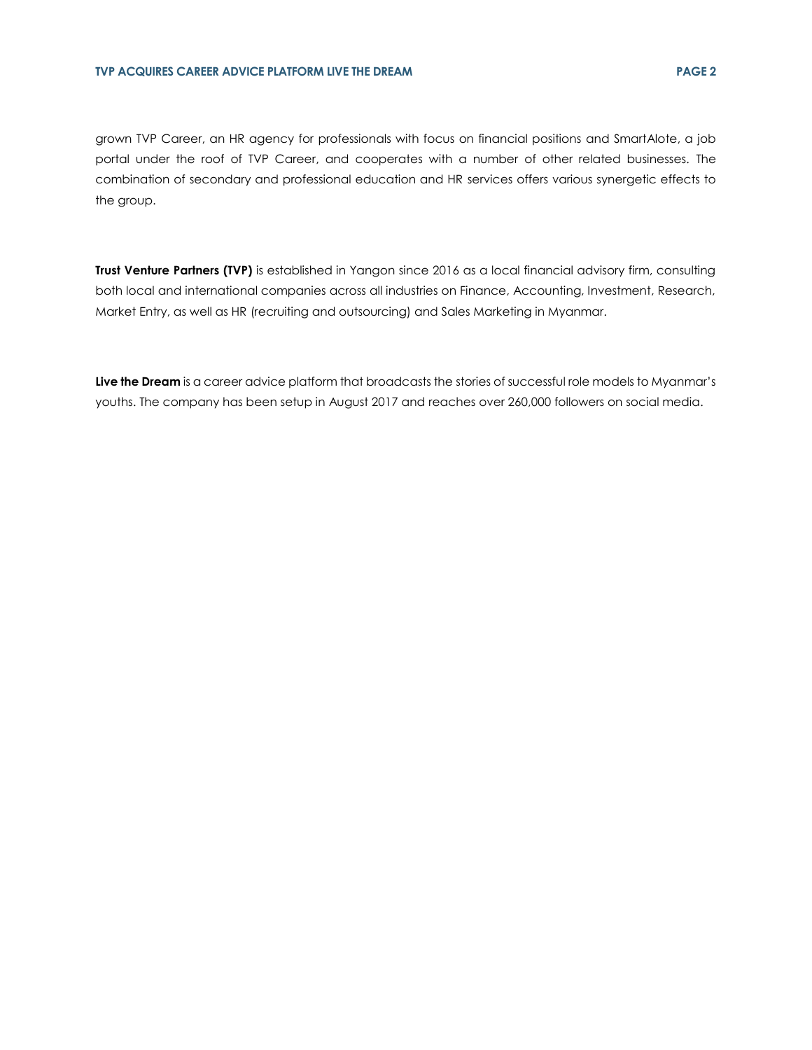grown TVP Career, an HR agency for professionals with focus on financial positions and SmartAlote, a job portal under the roof of TVP Career, and cooperates with a number of other related businesses. The combination of secondary and professional education and HR services offers various synergetic effects to the group.

**Trust Venture Partners (TVP)** is established in Yangon since 2016 as a local financial advisory firm, consulting both local and international companies across all industries on Finance, Accounting, Investment, Research, Market Entry, as well as HR (recruiting and outsourcing) and Sales Marketing in Myanmar.

**Live the Dream** is a career advice platform that broadcasts the stories of successful role models to Myanmar's youths. The company has been setup in August 2017 and reaches over 260,000 followers on social media.